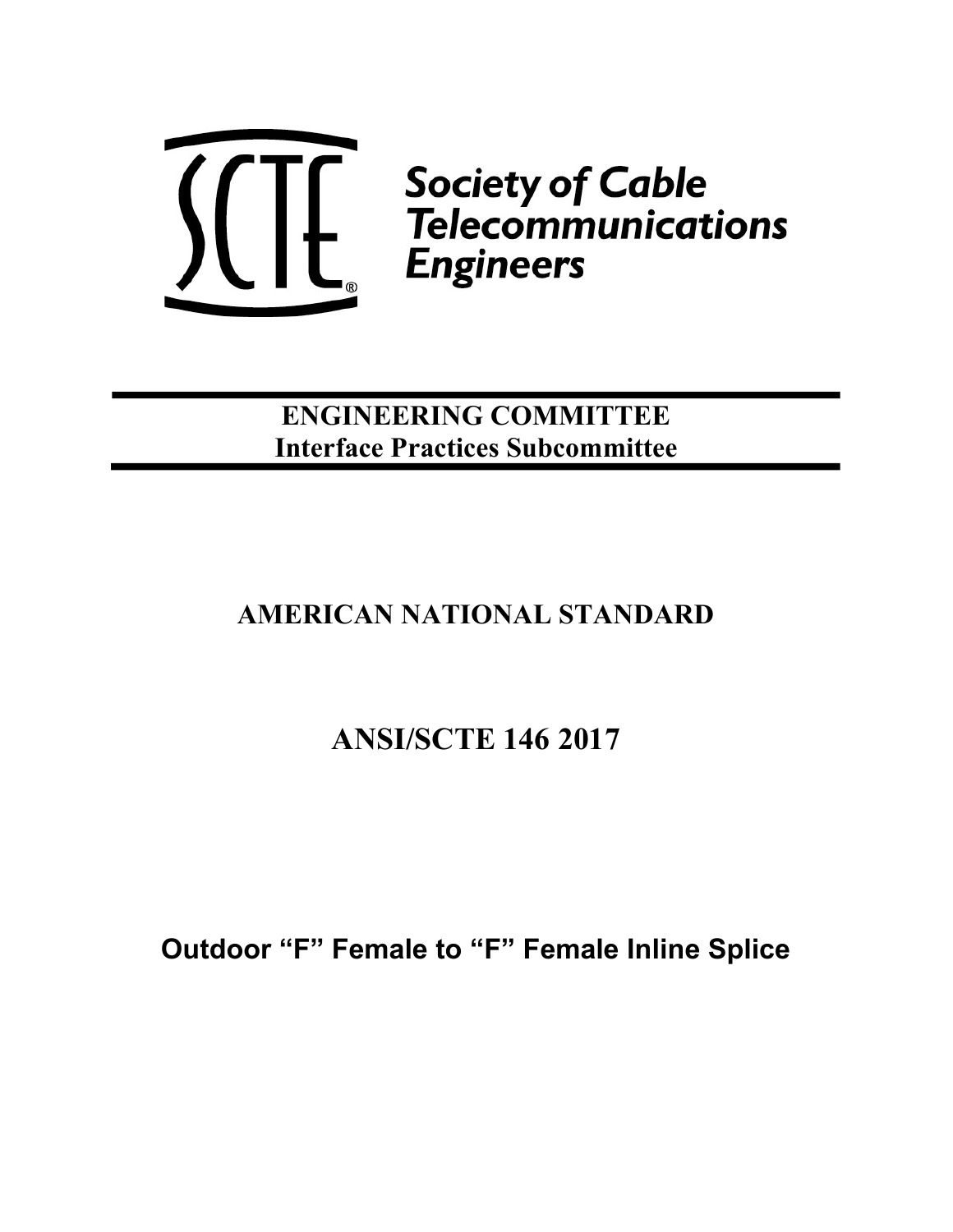SCTE®

Society of Cable Telecommunications Engineers

**ENGINEERING COMMITTEE**
**Interface Practices Subcommittee**

## AMERICAN NATIONAL STANDARD

# ANSI/SCTE 146 2017

## Outdoor “F” Female to “F” Female Inline Splice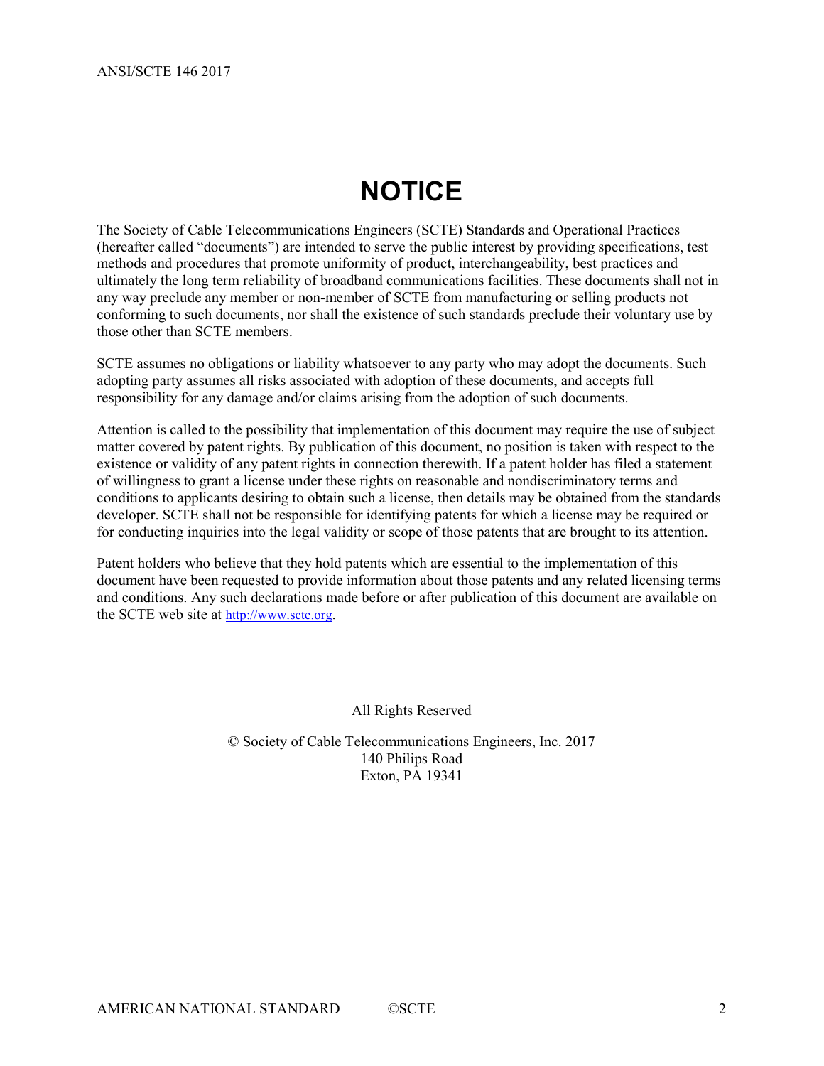# NOTICE

The Society of Cable Telecommunications Engineers (SCTE) Standards and Operational Practices (hereafter called "documents") are intended to serve the public interest by providing specifications, test methods and procedures that promote uniformity of product, interchangeability, best practices and ultimately the long term reliability of broadband communications facilities. These documents shall not in any way preclude any member or non-member of SCTE from manufacturing or selling products not conforming to such documents, nor shall the existence of such standards preclude their voluntary use by those other than SCTE members.

SCTE assumes no obligations or liability whatsoever to any party who may adopt the documents. Such adopting party assumes all risks associated with adoption of these documents, and accepts full responsibility for any damage and/or claims arising from the adoption of such documents.

Attention is called to the possibility that implementation of this document may require the use of subject matter covered by patent rights. By publication of this document, no position is taken with respect to the existence or validity of any patent rights in connection therewith. If a patent holder has filed a statement of willingness to grant a license under these rights on reasonable and nondiscriminatory terms and conditions to applicants desiring to obtain such a license, then details may be obtained from the standards developer. SCTE shall not be responsible for identifying patents for which a license may be required or for conducting inquiries into the legal validity or scope of those patents that are brought to its attention.

Patent holders who believe that they hold patents which are essential to the implementation of this document have been requested to provide information about those patents and any related licensing terms and conditions. Any such declarations made before or after publication of this document are available on the SCTE web site at http://www.scte.org.

All Rights Reserved

© Society of Cable Telecommunications Engineers, Inc. 2017
140 Philips Road
Exton, PA 19341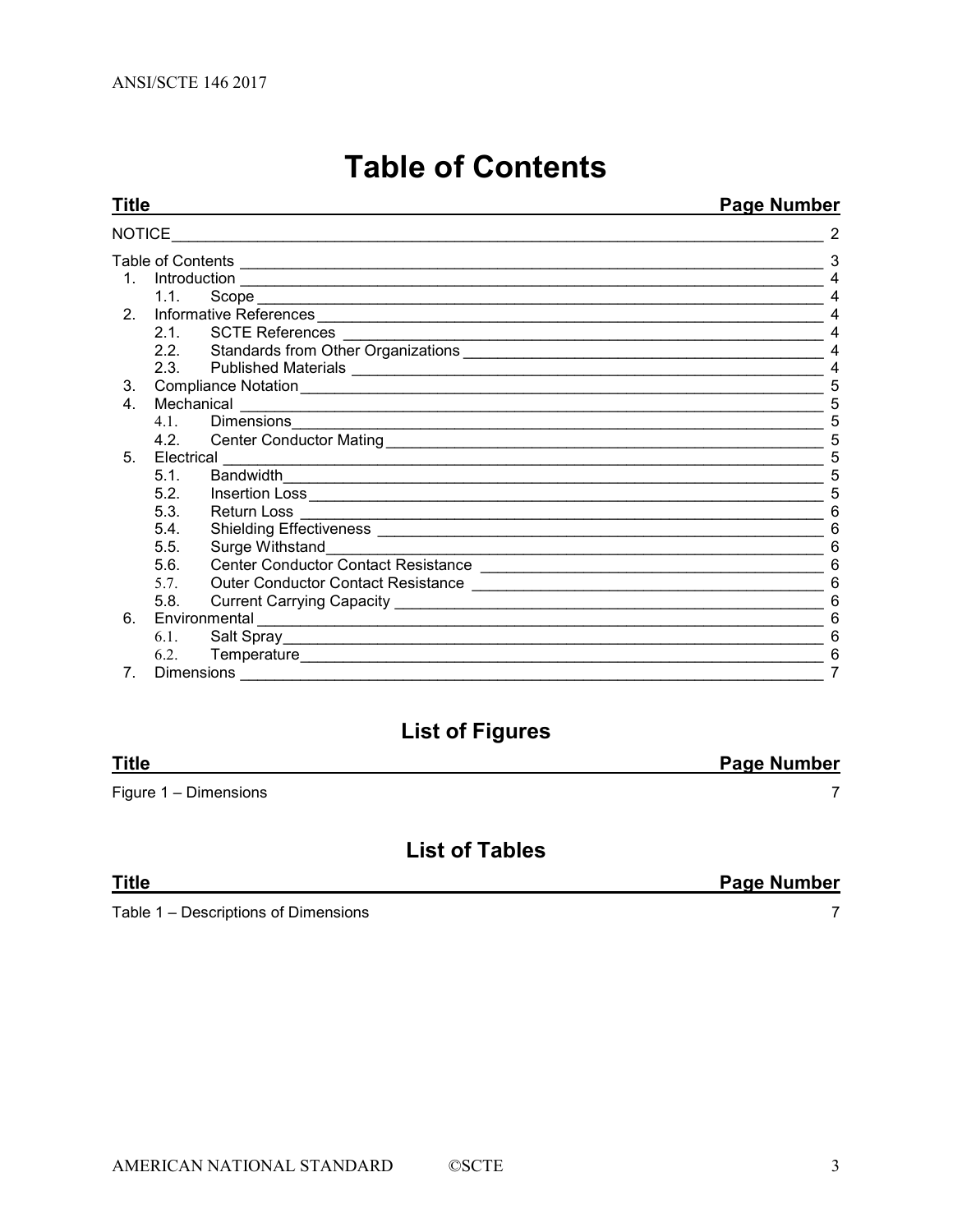# Table of Contents

| Title | Page Number |
|---|---|
| NOTICE | 2 |
| Table of Contents | 3 |
| 1. Introduction | 4 |
| 1.1. Scope | 4 |
| 2. Informative References | 4 |
| 2.1. SCTE References | 4 |
| 2.2. Standards from Other Organizations | 4 |
| 2.3. Published Materials | 4 |
| 3. Compliance Notation | 5 |
| 4. Mechanical | 5 |
| 4.1. Dimensions | 5 |
| 4.2. Center Conductor Mating | 5 |
| 5. Electrical | 5 |
| 5.1. Bandwidth | 5 |
| 5.2. Insertion Loss | 5 |
| 5.3. Return Loss | 6 |
| 5.4. Shielding Effectiveness | 6 |
| 5.5. Surge Withstand | 6 |
| 5.6. Center Conductor Contact Resistance | 6 |
| 5.7. Outer Conductor Contact Resistance | 6 |
| 5.8. Current Carrying Capacity | 6 |
| 6. Environmental | 6 |
| 6.1. Salt Spray | 6 |
| 6.2. Temperature | 6 |
| 7. Dimensions | 7 |

## List of Figures

| Title | Page Number |
|---|---|
| Figure 1 – Dimensions | 7 |

## List of Tables

| Title | Page Number |
|---|---|
| Table 1 – Descriptions of Dimensions | 7 |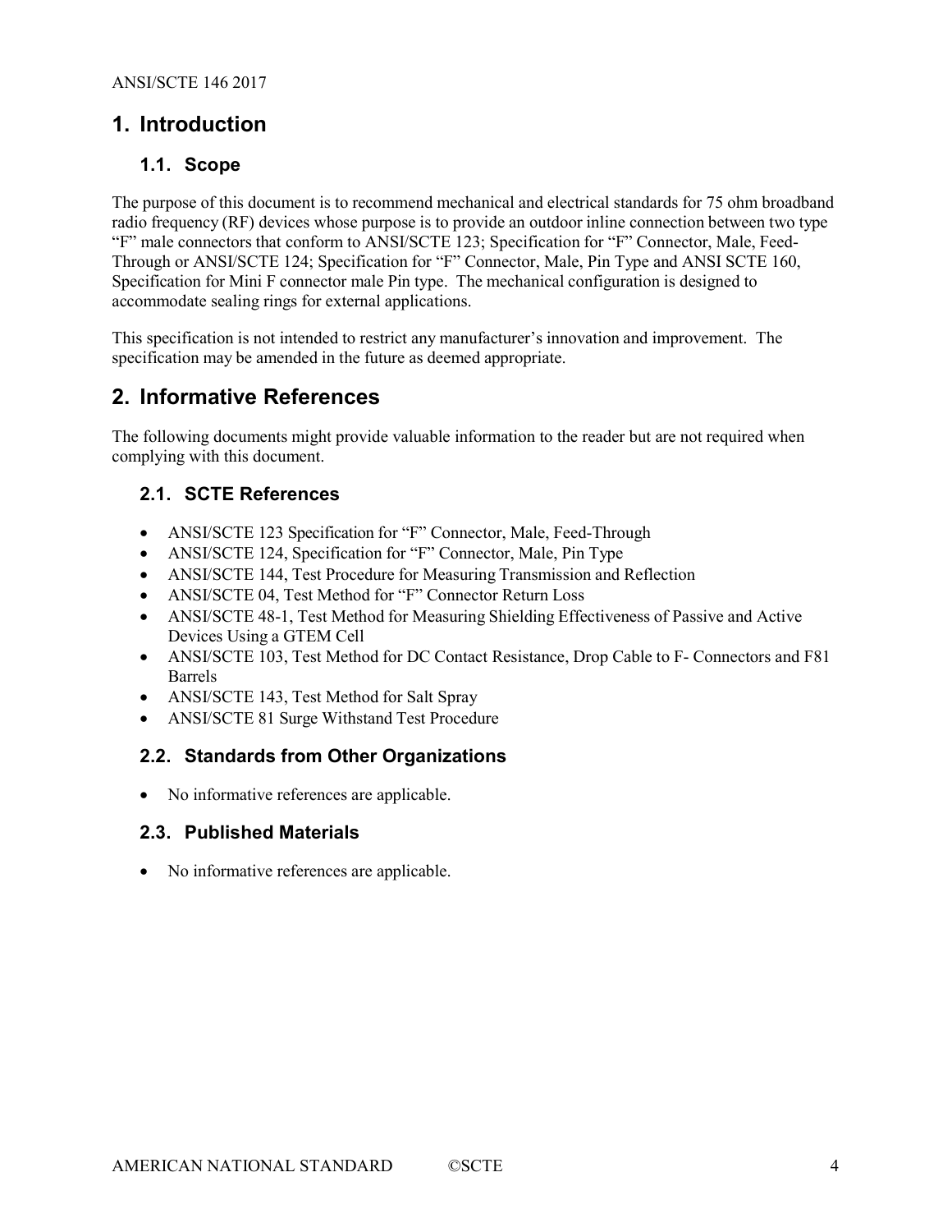# 1. Introduction

## 1.1. Scope

The purpose of this document is to recommend mechanical and electrical standards for 75 ohm broadband radio frequency (RF) devices whose purpose is to provide an outdoor inline connection between two type "F" male connectors that conform to ANSI/SCTE 123; Specification for "F" Connector, Male, Feed-Through or ANSI/SCTE 124; Specification for "F" Connector, Male, Pin Type and ANSI SCTE 160, Specification for Mini F connector male Pin type. The mechanical configuration is designed to accommodate sealing rings for external applications.

This specification is not intended to restrict any manufacturer's innovation and improvement. The specification may be amended in the future as deemed appropriate.

# 2. Informative References

The following documents might provide valuable information to the reader but are not required when complying with this document.

## 2.1. SCTE References

- ANSI/SCTE 123 Specification for "F" Connector, Male, Feed-Through
- ANSI/SCTE 124, Specification for "F" Connector, Male, Pin Type
- ANSI/SCTE 144, Test Procedure for Measuring Transmission and Reflection
- ANSI/SCTE 04, Test Method for "F" Connector Return Loss
- ANSI/SCTE 48-1, Test Method for Measuring Shielding Effectiveness of Passive and Active Devices Using a GTEM Cell
- ANSI/SCTE 103, Test Method for DC Contact Resistance, Drop Cable to F- Connectors and F81 Barrels
- ANSI/SCTE 143, Test Method for Salt Spray
- ANSI/SCTE 81 Surge Withstand Test Procedure

## 2.2. Standards from Other Organizations

- No informative references are applicable.

## 2.3. Published Materials

- No informative references are applicable.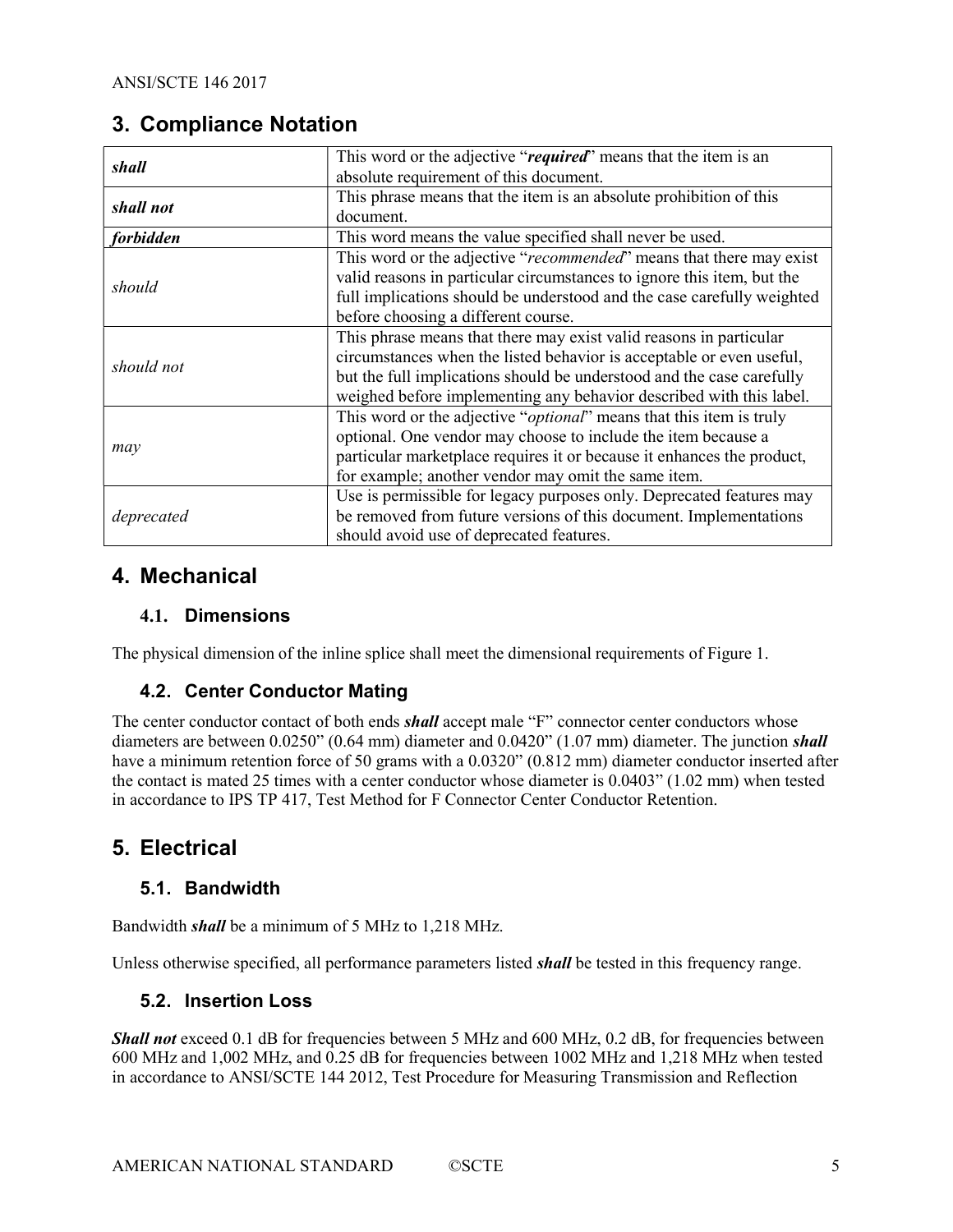## 3. Compliance Notation

| | |
|---|---|
| ***shall*** | This word or the adjective "***required***" means that the item is an absolute requirement of this document. |
| ***shall not*** | This phrase means that the item is an absolute prohibition of this document. |
| ***forbidden*** | This word means the value specified shall never be used. |
| *should* | This word or the adjective "*recommended*" means that there may exist valid reasons in particular circumstances to ignore this item, but the full implications should be understood and the case carefully weighted before choosing a different course. |
| *should not* | This phrase means that there may exist valid reasons in particular circumstances when the listed behavior is acceptable or even useful, but the full implications should be understood and the case carefully weighed before implementing any behavior described with this label. |
| *may* | This word or the adjective "*optional*" means that this item is truly optional. One vendor may choose to include the item because a particular marketplace requires it or because it enhances the product, for example; another vendor may omit the same item. |
| *deprecated* | Use is permissible for legacy purposes only. Deprecated features may be removed from future versions of this document. Implementations should avoid use of deprecated features. |

## 4. Mechanical

### 4.1. Dimensions

The physical dimension of the inline splice shall meet the dimensional requirements of Figure 1.

### 4.2. Center Conductor Mating

The center conductor contact of both ends ***shall*** accept male "F" connector center conductors whose diameters are between 0.0250" (0.64 mm) diameter and 0.0420" (1.07 mm) diameter. The junction ***shall*** have a minimum retention force of 50 grams with a 0.0320" (0.812 mm) diameter conductor inserted after the contact is mated 25 times with a center conductor whose diameter is 0.0403" (1.02 mm) when tested in accordance to IPS TP 417, Test Method for F Connector Center Conductor Retention.

## 5. Electrical

### 5.1. Bandwidth

Bandwidth ***shall*** be a minimum of 5 MHz to 1,218 MHz.

Unless otherwise specified, all performance parameters listed ***shall*** be tested in this frequency range.

### 5.2. Insertion Loss

***Shall not*** exceed 0.1 dB for frequencies between 5 MHz and 600 MHz, 0.2 dB, for frequencies between 600 MHz and 1,002 MHz, and 0.25 dB for frequencies between 1002 MHz and 1,218 MHz when tested in accordance to ANSI/SCTE 144 2012, Test Procedure for Measuring Transmission and Reflection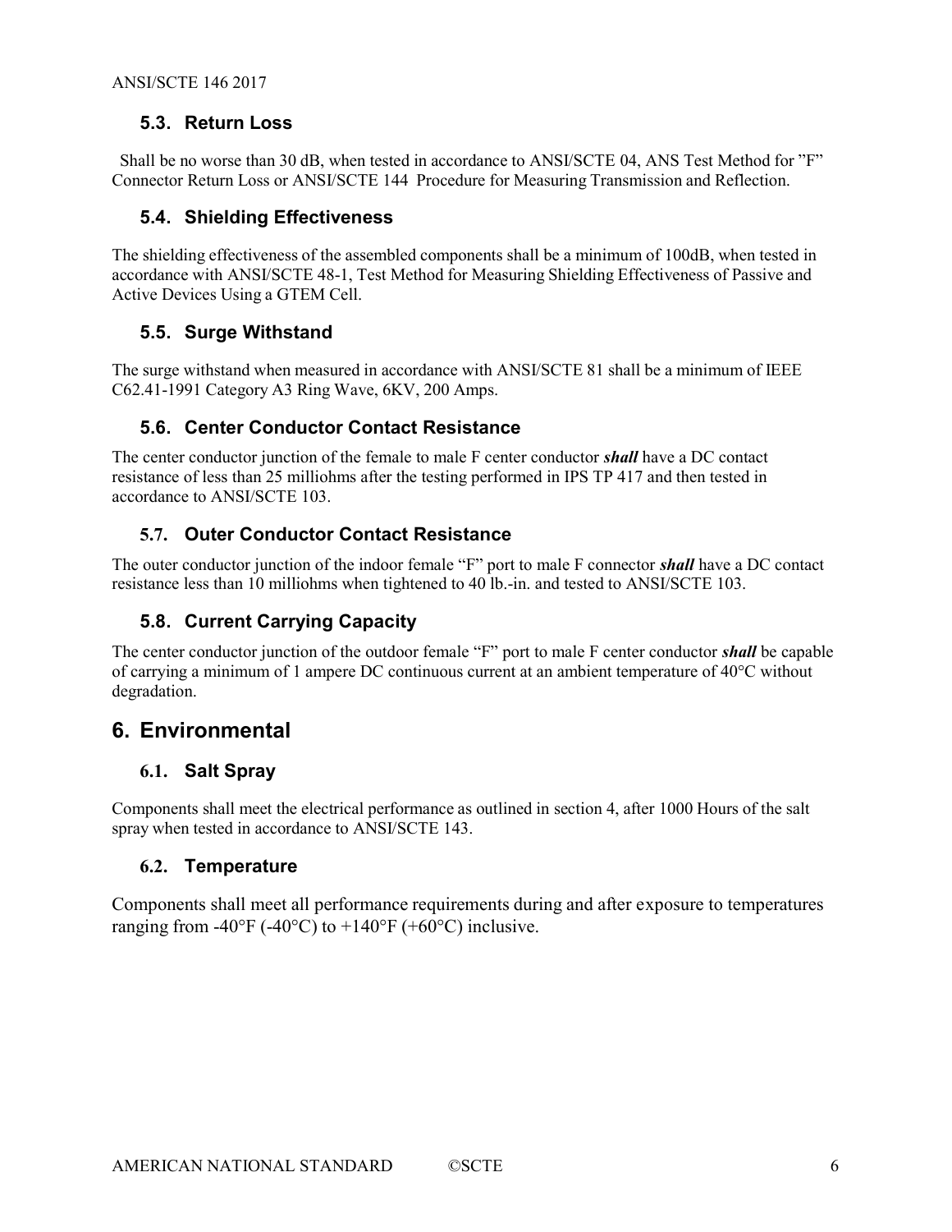### 5.3. Return Loss

Shall be no worse than 30 dB, when tested in accordance to ANSI/SCTE 04, ANS Test Method for "F" Connector Return Loss or ANSI/SCTE 144 Procedure for Measuring Transmission and Reflection.

### 5.4. Shielding Effectiveness

The shielding effectiveness of the assembled components shall be a minimum of 100dB, when tested in accordance with ANSI/SCTE 48-1, Test Method for Measuring Shielding Effectiveness of Passive and Active Devices Using a GTEM Cell.

### 5.5. Surge Withstand

The surge withstand when measured in accordance with ANSI/SCTE 81 shall be a minimum of IEEE C62.41-1991 Category A3 Ring Wave, 6KV, 200 Amps.

### 5.6. Center Conductor Contact Resistance

The center conductor junction of the female to male F center conductor ***shall*** have a DC contact resistance of less than 25 milliohms after the testing performed in IPS TP 417 and then tested in accordance to ANSI/SCTE 103.

### 5.7. Outer Conductor Contact Resistance

The outer conductor junction of the indoor female "F" port to male F connector ***shall*** have a DC contact resistance less than 10 milliohms when tightened to 40 lb.-in. and tested to ANSI/SCTE 103.

### 5.8. Current Carrying Capacity

The center conductor junction of the outdoor female "F" port to male F center conductor ***shall*** be capable of carrying a minimum of 1 ampere DC continuous current at an ambient temperature of 40°C without degradation.

## 6. Environmental

### 6.1. Salt Spray

Components shall meet the electrical performance as outlined in section 4, after 1000 Hours of the salt spray when tested in accordance to ANSI/SCTE 143.

### 6.2. Temperature

Components shall meet all performance requirements during and after exposure to temperatures ranging from -40°F (-40°C) to +140°F (+60°C) inclusive.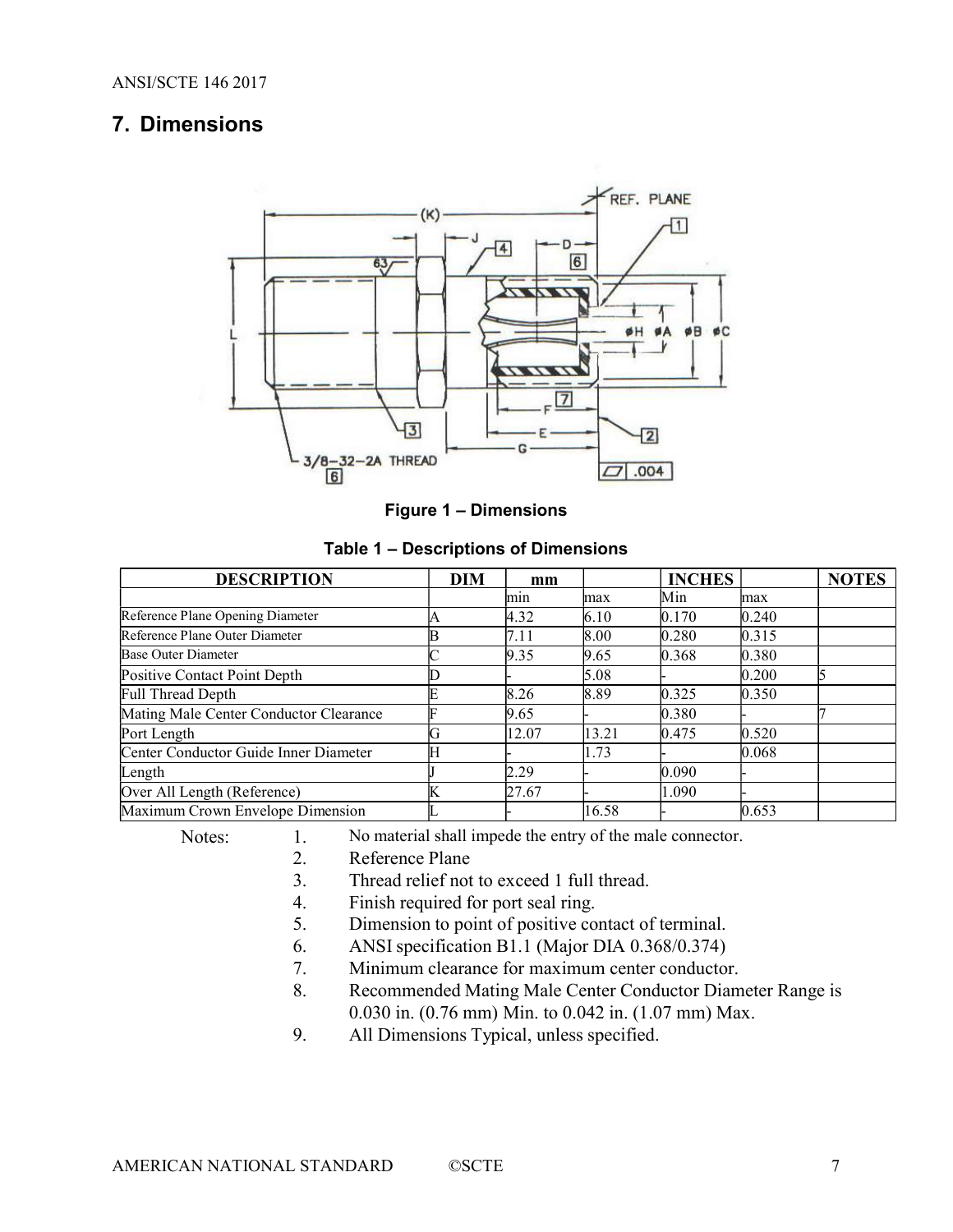## 7. Dimensions

(K)

REF. PLANE

1

J

4

D

6

63

L

øH øA øB øC

7

F

3

E

2

G

3/8–32–2A THREAD

6

.004

**Figure 1 – Dimensions**

**Table 1 – Descriptions of Dimensions**

| DESCRIPTION | DIM | mm | | INCHES | | NOTES |
|---|---|---|---|---|---|---|
| | | min | max | Min | max | |
| Reference Plane Opening Diameter | A | 4.32 | 6.10 | 0.170 | 0.240 | |
| Reference Plane Outer Diameter | B | 7.11 | 8.00 | 0.280 | 0.315 | |
| Base Outer Diameter | C | 9.35 | 9.65 | 0.368 | 0.380 | |
| Positive Contact Point Depth | D | - | 5.08 | - | 0.200 | 5 |
| Full Thread Depth | E | 8.26 | 8.89 | 0.325 | 0.350 | |
| Mating Male Center Conductor Clearance | F | 9.65 | - | 0.380 | - | 7 |
| Port Length | G | 12.07 | 13.21 | 0.475 | 0.520 | |
| Center Conductor Guide Inner Diameter | H | - | 1.73 | - | 0.068 | |
| Length | J | 2.29 | - | 0.090 | - | |
| Over All Length (Reference) | K | 27.67 | - | 1.090 | - | |
| Maximum Crown Envelope Dimension | L | - | 16.58 | - | 0.653 | |

Notes:

1. No material shall impede the entry of the male connector.
2. Reference Plane
3. Thread relief not to exceed 1 full thread.
4. Finish required for port seal ring.
5. Dimension to point of positive contact of terminal.
6. ANSI specification B1.1 (Major DIA 0.368/0.374)
7. Minimum clearance for maximum center conductor.
8. Recommended Mating Male Center Conductor Diameter Range is 0.030 in. (0.76 mm) Min. to 0.042 in. (1.07 mm) Max.
9. All Dimensions Typical, unless specified.